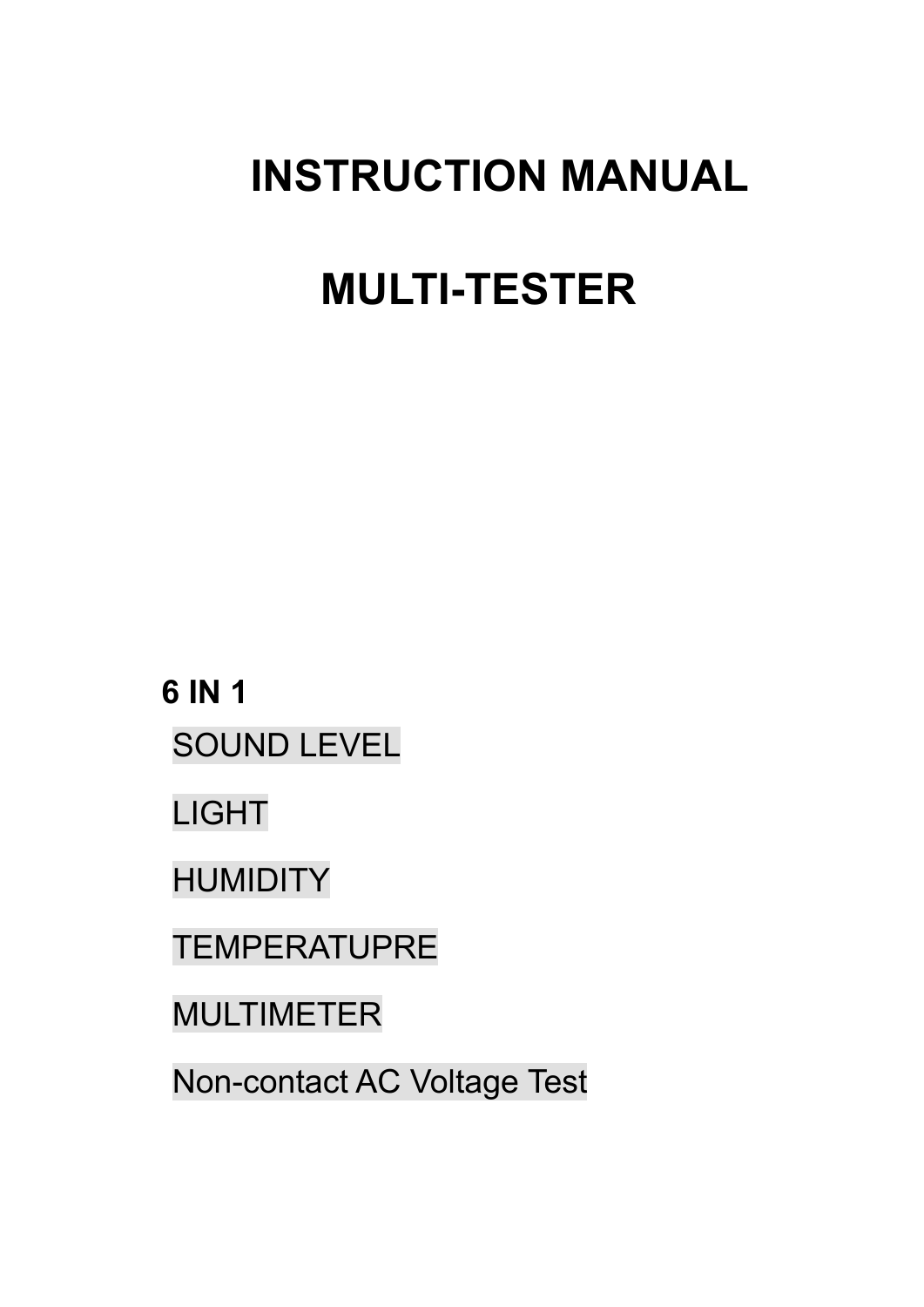# INSTRUCTION MANUAL

# MULTI-TESTER

**6 IN 1**

SOUND LEVEL

LIGHT

HUMIDITY

TEMPERATUPRE

MULTIMETER

Non-contact AC Voltage Test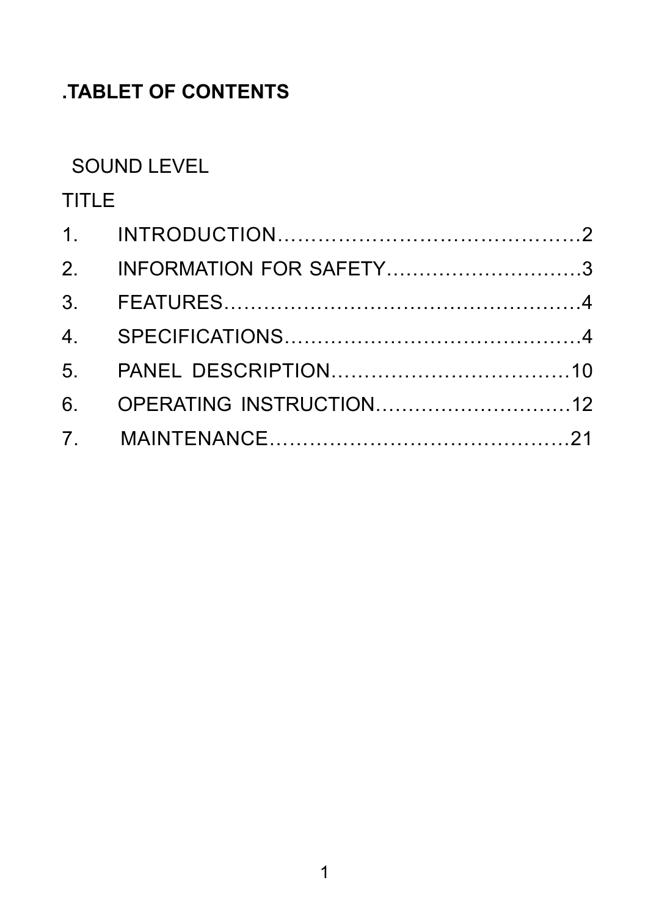## .TABLET OF CONTENTS

SOUND LEVEL

TITLE

1. INTRODUCTION……………………………………….2
2. INFORMATION FOR SAFETY………………………….3
3. FEATURES……………………………………………….4
4. SPECIFICATIONS……………………………………….4
5. PANEL DESCRIPTION………………………………10
6. OPERATING INSTRUCTION…………………………12
7. MAINTENANCE………………………………………21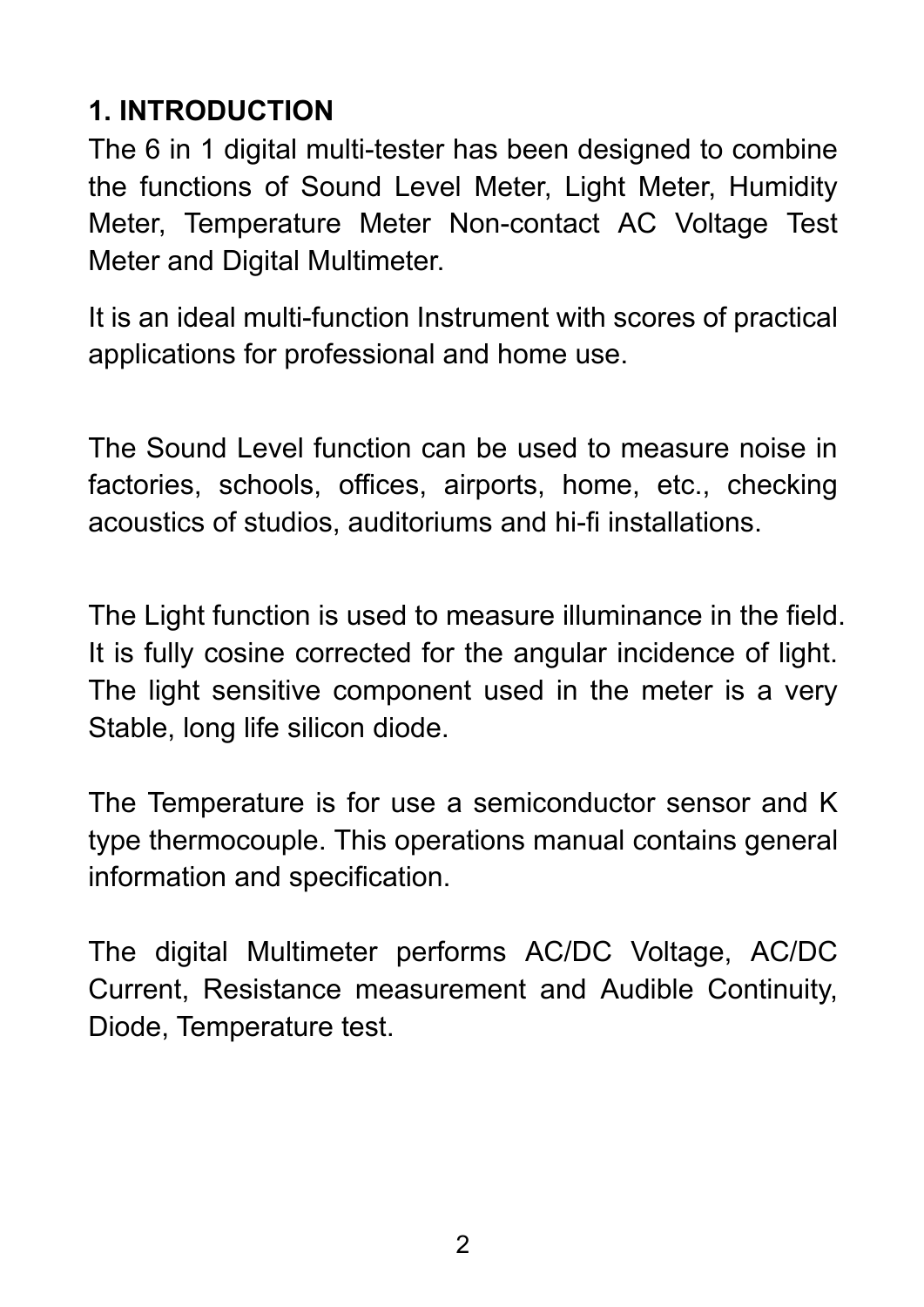## 1. INTRODUCTION

The 6 in 1 digital multi-tester has been designed to combine the functions of Sound Level Meter, Light Meter, Humidity Meter, Temperature Meter Non-contact AC Voltage Test Meter and Digital Multimeter.

It is an ideal multi-function Instrument with scores of practical applications for professional and home use.

The Sound Level function can be used to measure noise in factories, schools, offices, airports, home, etc., checking acoustics of studios, auditoriums and hi-fi installations.

The Light function is used to measure illuminance in the field. It is fully cosine corrected for the angular incidence of light. The light sensitive component used in the meter is a very Stable, long life silicon diode.

The Temperature is for use a semiconductor sensor and K type thermocouple. This operations manual contains general information and specification.

The digital Multimeter performs AC/DC Voltage, AC/DC Current, Resistance measurement and Audible Continuity, Diode, Temperature test.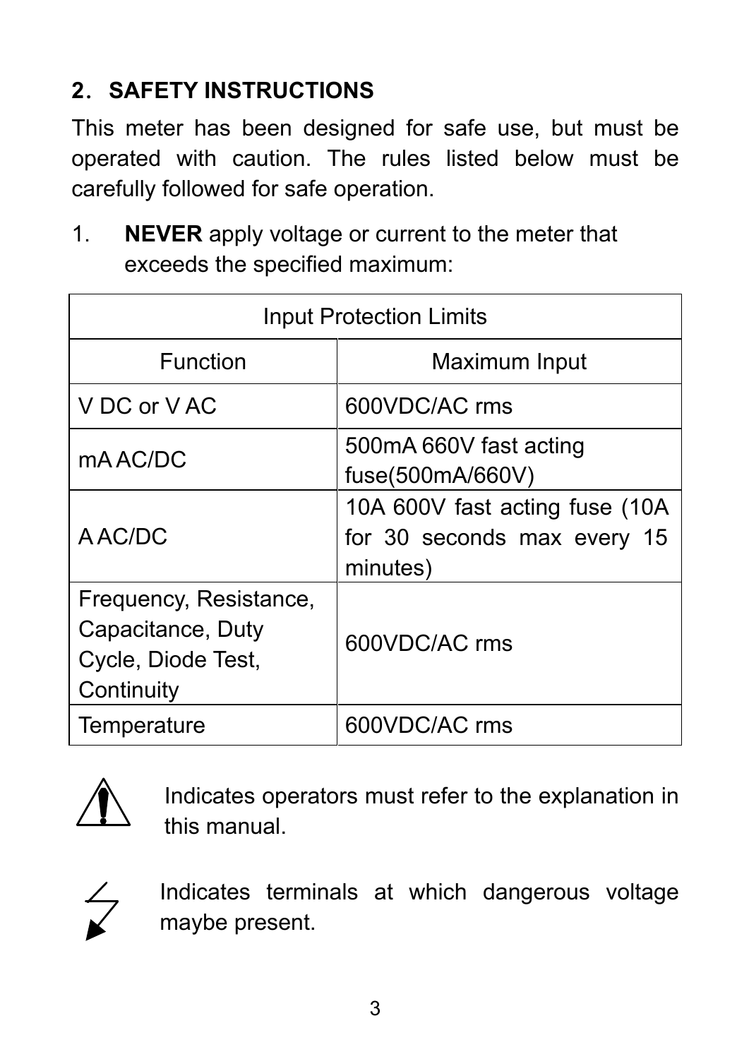## 2. SAFETY INSTRUCTIONS

This meter has been designed for safe use, but must be operated with caution. The rules listed below must be carefully followed for safe operation.

1. **NEVER** apply voltage or current to the meter that exceeds the specified maximum:

| Input Protection Limits | |
|---|---|
| Function | Maximum Input |
| V DC or V AC | 600VDC/AC rms |
| mA AC/DC | 500mA 660V fast acting fuse(500mA/660V) |
| A AC/DC | 10A 600V fast acting fuse (10A for 30 seconds max every 15 minutes) |
| Frequency, Resistance, Capacitance, Duty Cycle, Diode Test, Continuity | 600VDC/AC rms |
| Temperature | 600VDC/AC rms |

⚠ Indicates operators must refer to the explanation in this manual.

Indicates terminals at which dangerous voltage maybe present.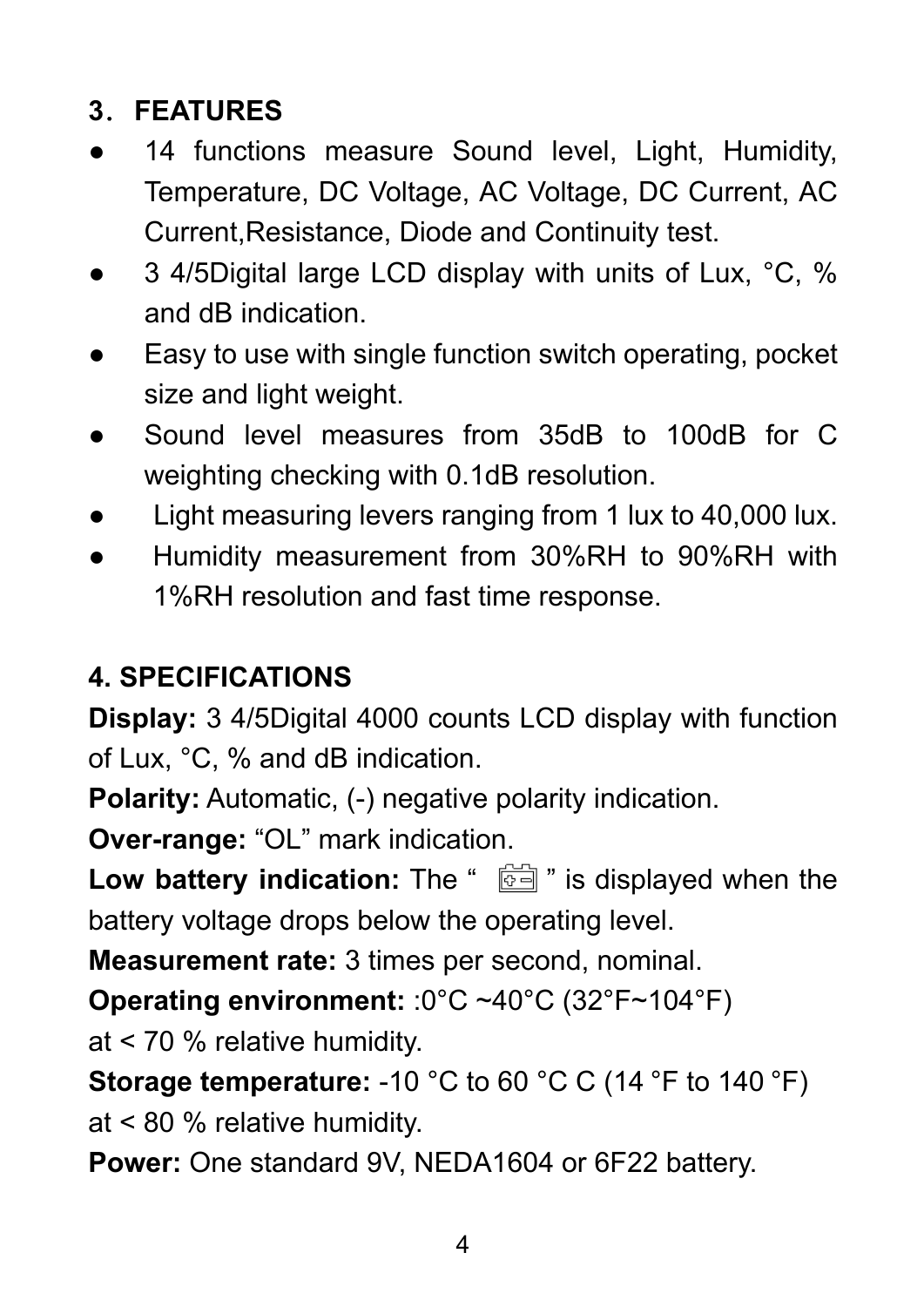## 3. FEATURES

- 14 functions measure Sound level, Light, Humidity, Temperature, DC Voltage, AC Voltage, DC Current, AC Current,Resistance, Diode and Continuity test.
- 3 4/5Digital large LCD display with units of Lux, °C, % and dB indication.
- Easy to use with single function switch operating, pocket size and light weight.
- Sound level measures from 35dB to 100dB for C weighting checking with 0.1dB resolution.
- Light measuring levers ranging from 1 lux to 40,000 lux.
- Humidity measurement from 30%RH to 90%RH with 1%RH resolution and fast time response.

## 4. SPECIFICATIONS

**Display:** 3 4/5Digital 4000 counts LCD display with function of Lux, °C, % and dB indication.

**Polarity:** Automatic, (-) negative polarity indication.

**Over-range:** “OL” mark indication.

**Low battery indication:** The “ 🔋 ” is displayed when the battery voltage drops below the operating level.

**Measurement rate:** 3 times per second, nominal.

**Operating environment:** :0°C ~40°C (32°F~104°F) at < 70 % relative humidity.

**Storage temperature:** -10 °C to 60 °C C (14 °F to 140 °F) at < 80 % relative humidity.

**Power:** One standard 9V, NEDA1604 or 6F22 battery.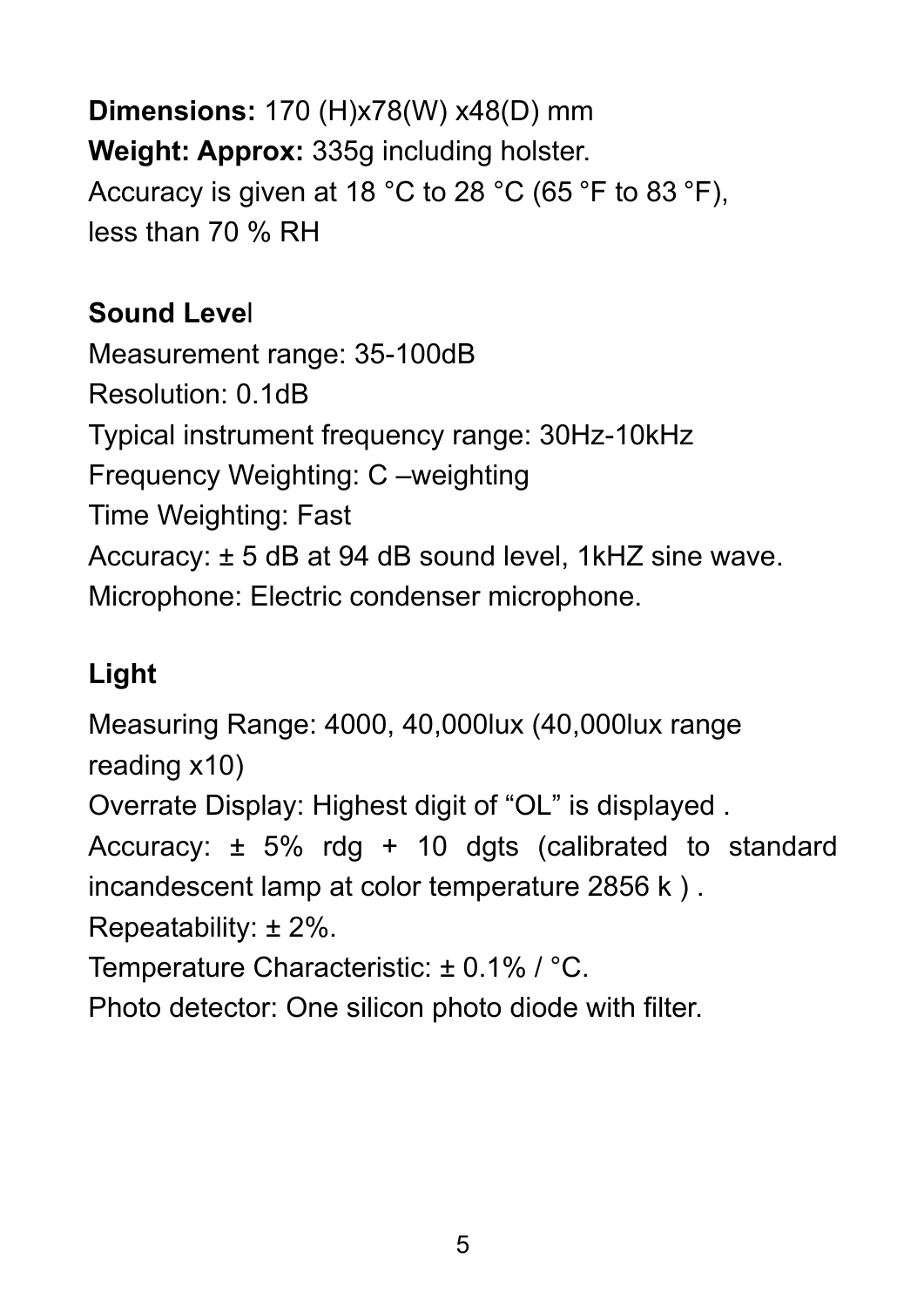**Dimensions:** 170 (H)x78(W) x48(D) mm

**Weight: Approx:** 335g including holster.

Accuracy is given at 18 °C to 28 °C (65 °F to 83 °F), less than 70 % RH

**Sound Leve**l

Measurement range: 35-100dB

Resolution: 0.1dB

Typical instrument frequency range: 30Hz-10kHz

Frequency Weighting: C –weighting

Time Weighting: Fast

Accuracy: ± 5 dB at 94 dB sound level, 1kHZ sine wave.

Microphone: Electric condenser microphone.

**Light**

Measuring Range: 4000, 40,000lux (40,000lux range reading x10)

Overrate Display: Highest digit of “OL” is displayed .

Accuracy: ± 5% rdg + 10 dgts (calibrated to standard incandescent lamp at color temperature 2856 k ) .

Repeatability: ± 2%.

Temperature Characteristic: ± 0.1% / °C.

Photo detector: One silicon photo diode with filter.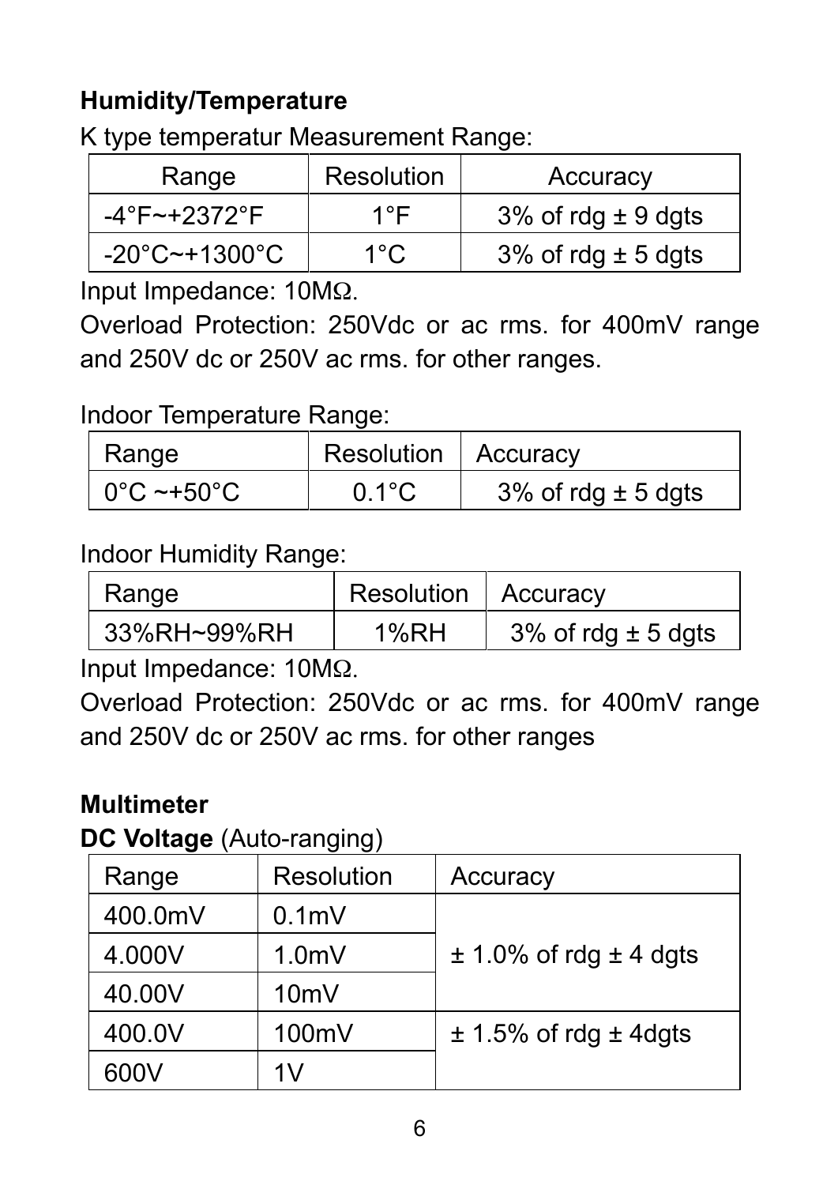**Humidity/Temperature**

K type temperatur Measurement Range:

| Range | Resolution | Accuracy |
|---|---|---|
| -4°F~+2372°F | 1°F | 3% of rdg ± 9 dgts |
| -20°C~+1300°C | 1°C | 3% of rdg ± 5 dgts |

Input Impedance: 10MΩ.

Overload Protection: 250Vdc or ac rms. for 400mV range and 250V dc or 250V ac rms. for other ranges.

Indoor Temperature Range:

| Range | Resolution | Accuracy |
|---|---|---|
| 0°C ~+50°C | 0.1°C | 3% of rdg ± 5 dgts |

Indoor Humidity Range:

| Range | Resolution | Accuracy |
|---|---|---|
| 33%RH~99%RH | 1%RH | 3% of rdg ± 5 dgts |

Input Impedance: 10MΩ.

Overload Protection: 250Vdc or ac rms. for 400mV range and 250V dc or 250V ac rms. for other ranges

**Multimeter**

**DC Voltage** (Auto-ranging)

| Range | Resolution | Accuracy |
|---|---|---|
| 400.0mV | 0.1mV | ± 1.0% of rdg ± 4 dgts |
| 4.000V | 1.0mV | |
| 40.00V | 10mV | |
| 400.0V | 100mV | ± 1.5% of rdg ± 4dgts |
| 600V | 1V | |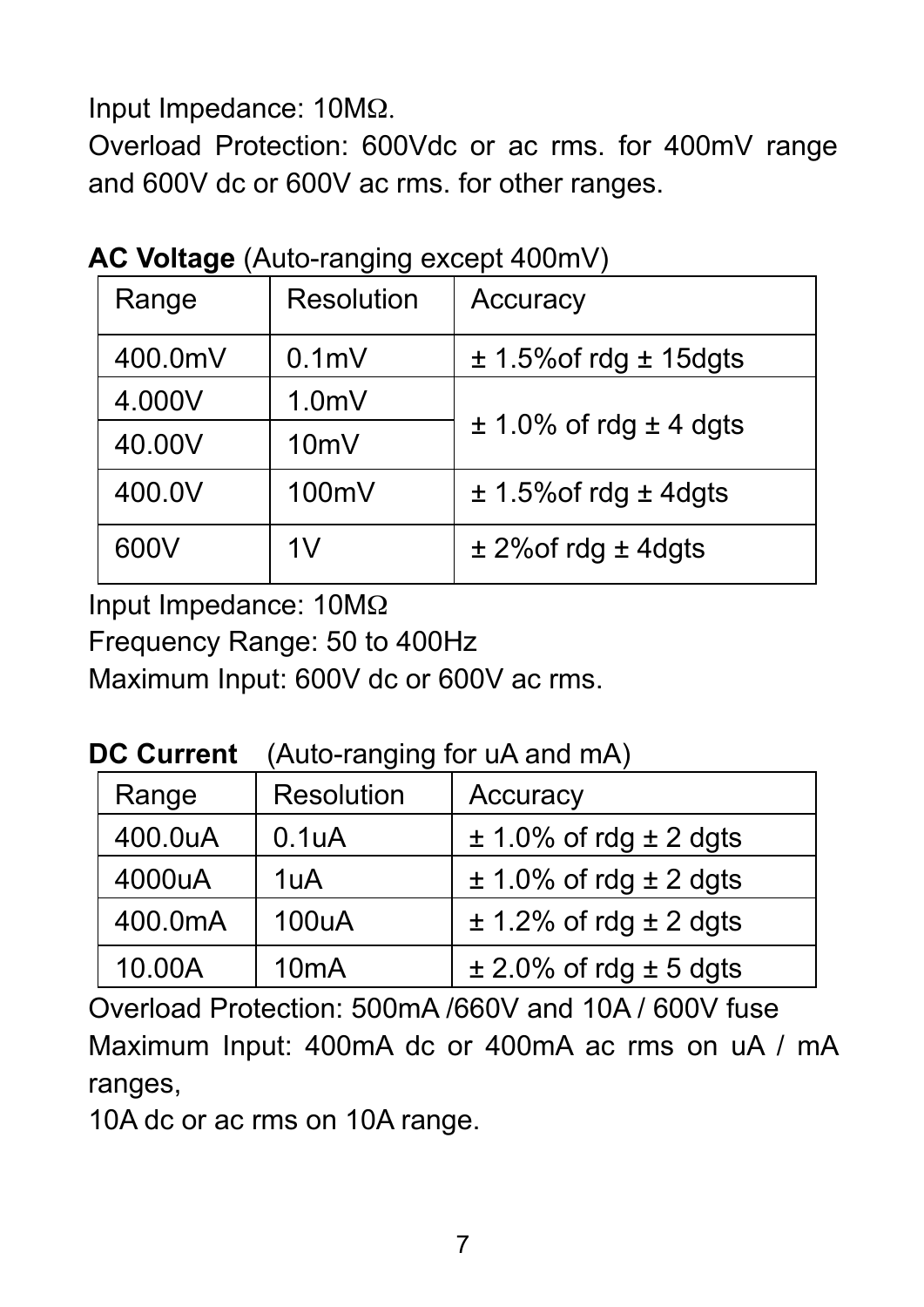Input Impedance: 10MΩ.

Overload Protection: 600Vdc or ac rms. for 400mV range and 600V dc or 600V ac rms. for other ranges.

**AC Voltage** (Auto-ranging except 400mV)

| Range | Resolution | Accuracy |
|---|---|---|
| 400.0mV | 0.1mV | ± 1.5%of rdg ± 15dgts |
| 4.000V | 1.0mV | ± 1.0% of rdg ± 4 dgts |
| 40.00V | 10mV | |
| 400.0V | 100mV | ± 1.5%of rdg ± 4dgts |
| 600V | 1V | ± 2%of rdg ± 4dgts |

Input Impedance: 10MΩ

Frequency Range: 50 to 400Hz

Maximum Input: 600V dc or 600V ac rms.

**DC Current** (Auto-ranging for uA and mA)

| Range | Resolution | Accuracy |
|---|---|---|
| 400.0uA | 0.1uA | ± 1.0% of rdg ± 2 dgts |
| 4000uA | 1uA | ± 1.0% of rdg ± 2 dgts |
| 400.0mA | 100uA | ± 1.2% of rdg ± 2 dgts |
| 10.00A | 10mA | ± 2.0% of rdg ± 5 dgts |

Overload Protection: 500mA /660V and 10A / 600V fuse

Maximum Input: 400mA dc or 400mA ac rms on uA / mA ranges,

10A dc or ac rms on 10A range.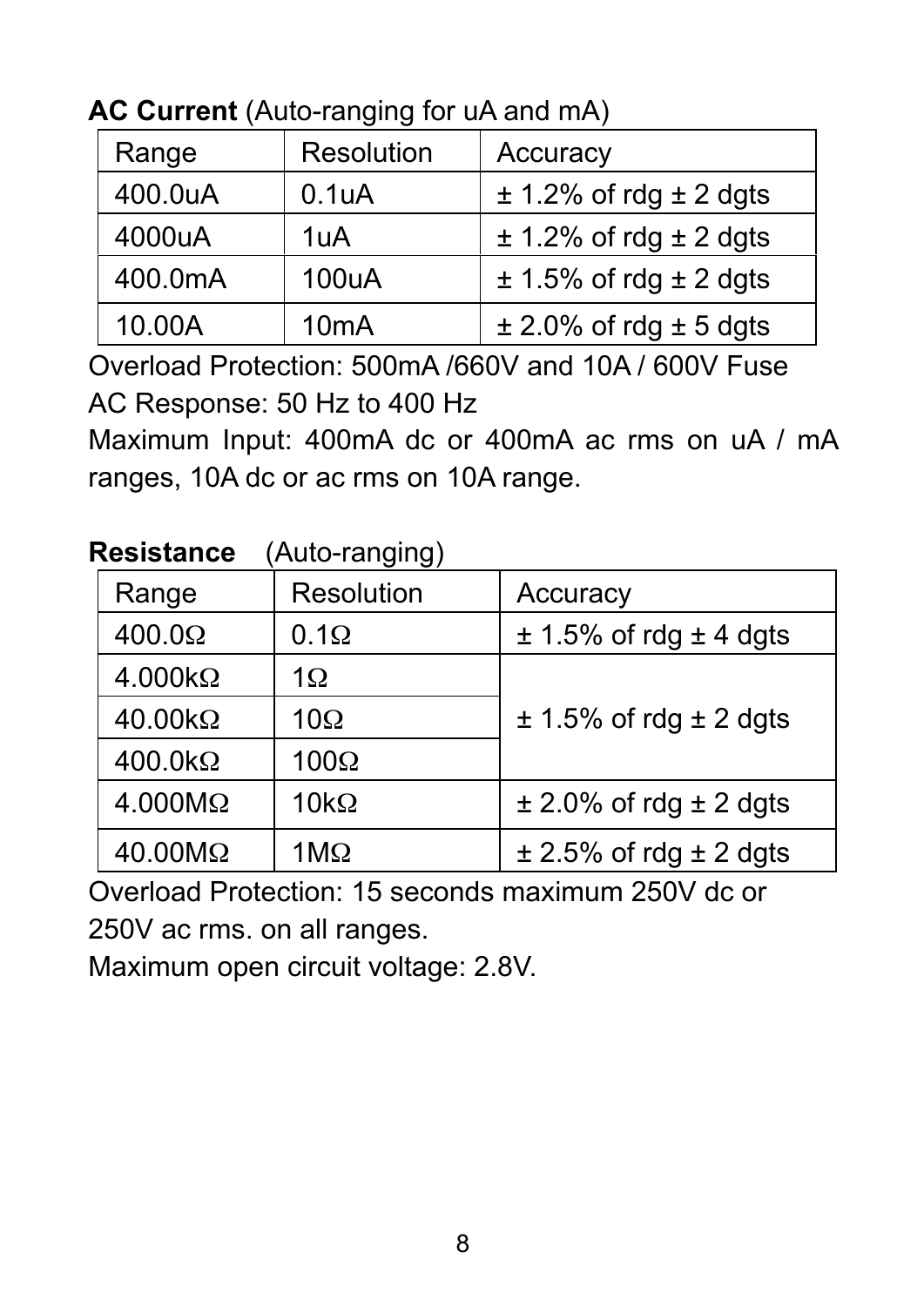**AC Current** (Auto-ranging for uA and mA)

| Range | Resolution | Accuracy |
|---|---|---|
| 400.0uA | 0.1uA | ± 1.2% of rdg ± 2 dgts |
| 4000uA | 1uA | ± 1.2% of rdg ± 2 dgts |
| 400.0mA | 100uA | ± 1.5% of rdg ± 2 dgts |
| 10.00A | 10mA | ± 2.0% of rdg ± 5 dgts |

Overload Protection: 500mA /660V and 10A / 600V Fuse
AC Response: 50 Hz to 400 Hz
Maximum Input: 400mA dc or 400mA ac rms on uA / mA ranges, 10A dc or ac rms on 10A range.

**Resistance** (Auto-ranging)

| Range | Resolution | Accuracy |
|---|---|---|
| 400.0Ω | 0.1Ω | ± 1.5% of rdg ± 4 dgts |
| 4.000kΩ | 1Ω | ± 1.5% of rdg ± 2 dgts |
| 40.00kΩ | 10Ω | |
| 400.0kΩ | 100Ω | |
| 4.000MΩ | 10kΩ | ± 2.0% of rdg ± 2 dgts |
| 40.00MΩ | 1MΩ | ± 2.5% of rdg ± 2 dgts |

Overload Protection: 15 seconds maximum 250V dc or 250V ac rms. on all ranges.
Maximum open circuit voltage: 2.8V.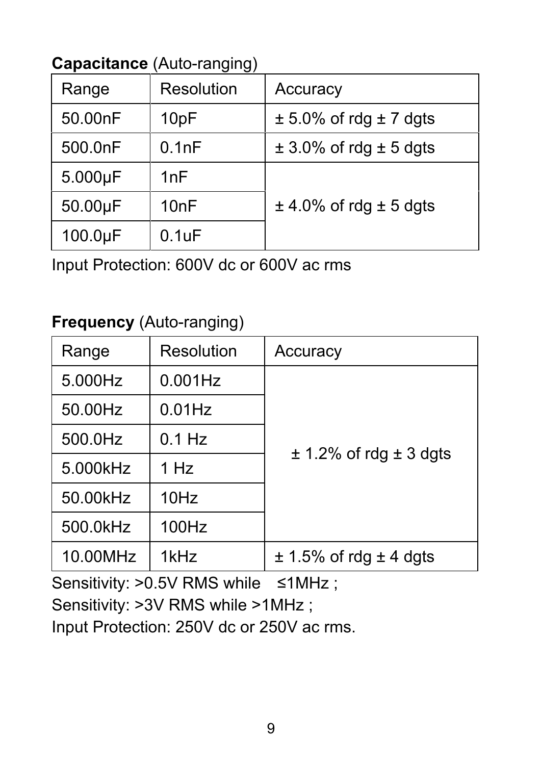**Capacitance** (Auto-ranging)

| Range | Resolution | Accuracy |
|---|---|---|
| 50.00nF | 10pF | ± 5.0% of rdg ± 7 dgts |
| 500.0nF | 0.1nF | ± 3.0% of rdg ± 5 dgts |
| 5.000μF | 1nF | ± 4.0% of rdg ± 5 dgts |
| 50.00μF | 10nF | |
| 100.0μF | 0.1uF | |

Input Protection: 600V dc or 600V ac rms

**Frequency** (Auto-ranging)

| Range | Resolution | Accuracy |
|---|---|---|
| 5.000Hz | 0.001Hz | ± 1.2% of rdg ± 3 dgts |
| 50.00Hz | 0.01Hz | |
| 500.0Hz | 0.1 Hz | |
| 5.000kHz | 1 Hz | |
| 50.00kHz | 10Hz | |
| 500.0kHz | 100Hz | |
| 10.00MHz | 1kHz | ± 1.5% of rdg ± 4 dgts |

Sensitivity: >0.5V RMS while ≤1MHz ;

Sensitivity: >3V RMS while >1MHz ;

Input Protection: 250V dc or 250V ac rms.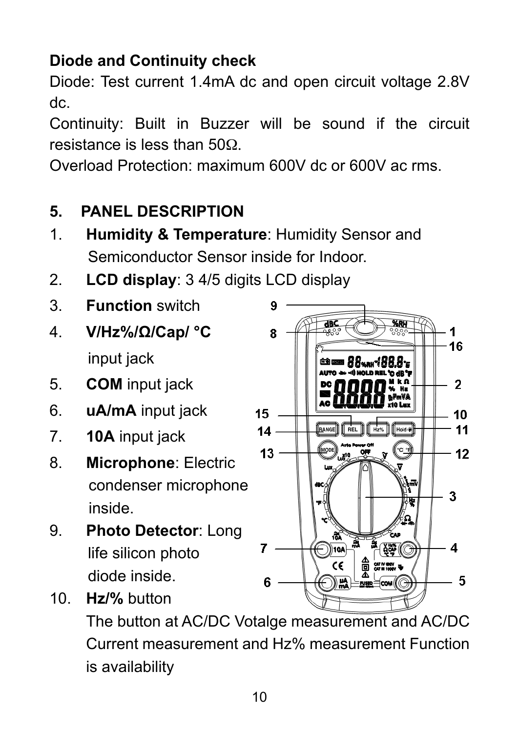**Diode and Continuity check**

Diode: Test current 1.4mA dc and open circuit voltage 2.8V dc.

Continuity: Built in Buzzer will be sound if the circuit resistance is less than 50Ω.

Overload Protection: maximum 600V dc or 600V ac rms.

## 5. PANEL DESCRIPTION

1. **Humidity & Temperature**: Humidity Sensor and Semiconductor Sensor inside for Indoor.
2. **LCD display**: 3 4/5 digits LCD display
3. **Function** switch
4. **V/Hz%/Ω/Cap/ °C** input jack
5. **COM** input jack
6. **uA/mA** input jack
7. **10A** input jack
8. **Microphone**: Electric condenser microphone inside.
9. **Photo Detector**: Long life silicon photo diode inside.
10. **Hz/%** button
    The button at AC/DC Votalge measurement and AC/DC Current measurement and Hz% measurement Function is availability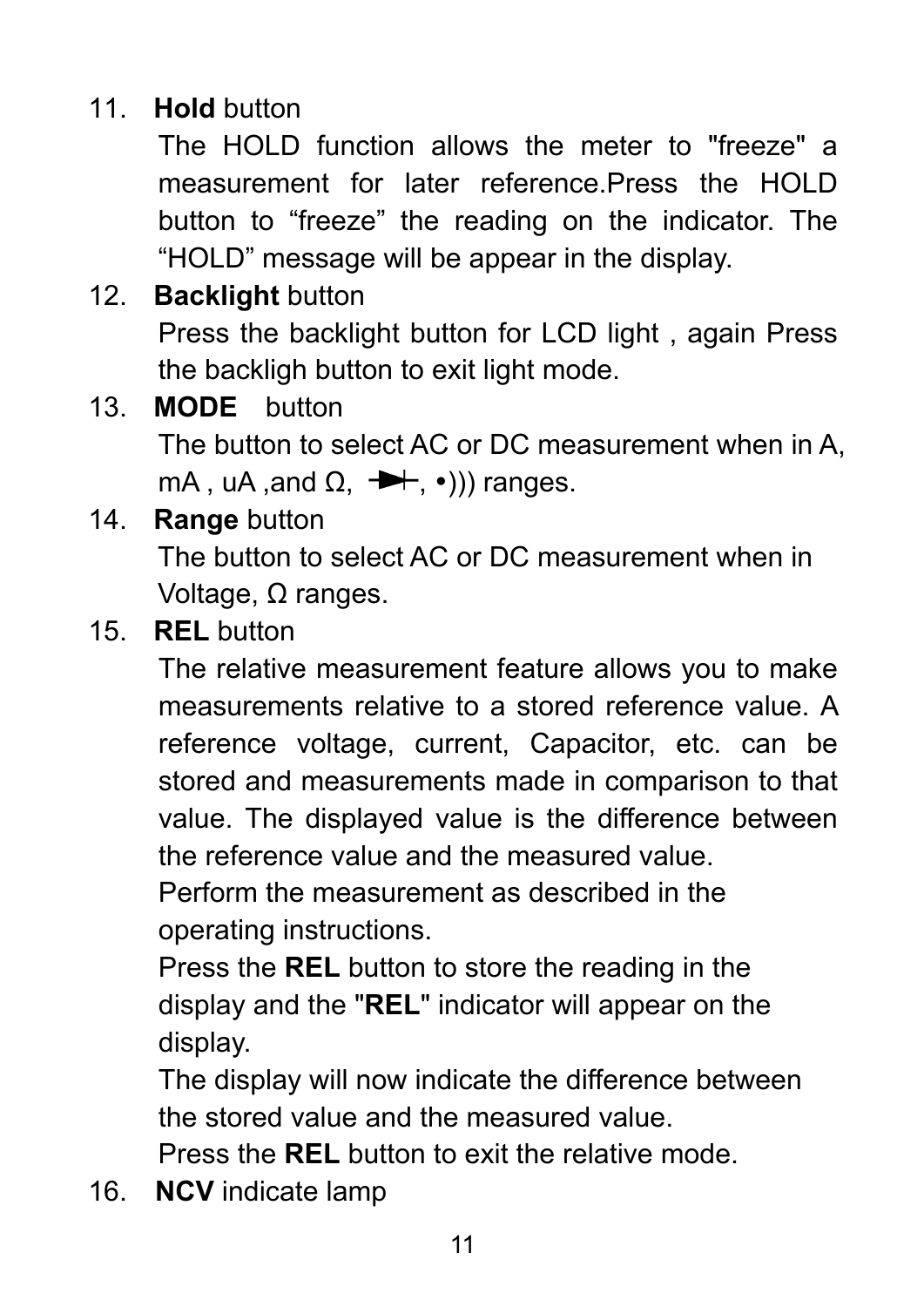11. **Hold** button

    The HOLD function allows the meter to "freeze" a measurement for later reference.Press the HOLD button to “freeze” the reading on the indicator. The “HOLD” message will be appear in the display.

12. **Backlight** button

    Press the backlight button for LCD light , again Press the backligh button to exit light mode.

13. **MODE** button

    The button to select AC or DC measurement when in A, mA , uA ,and Ω, ⊣▶⊢, •))) ranges.

14. **Range** button

    The button to select AC or DC measurement when in Voltage, Ω ranges.

15. **REL** button

    The relative measurement feature allows you to make measurements relative to a stored reference value. A reference voltage, current, Capacitor, etc. can be stored and measurements made in comparison to that value. The displayed value is the difference between the reference value and the measured value.

    Perform the measurement as described in the operating instructions.

    Press the **REL** button to store the reading in the display and the "**REL**" indicator will appear on the display.

    The display will now indicate the difference between the stored value and the measured value.

    Press the **REL** button to exit the relative mode.

16. **NCV** indicate lamp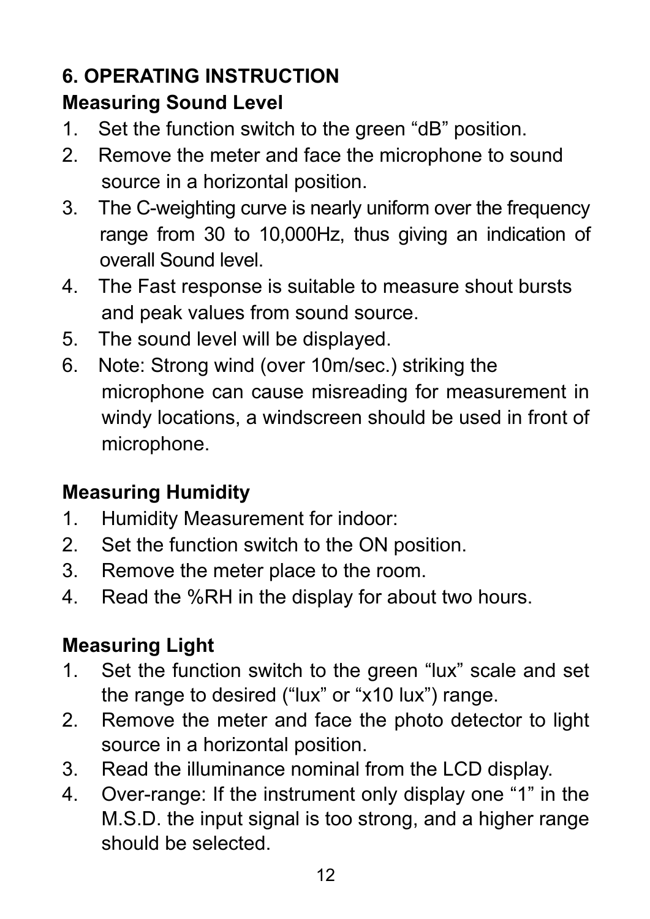## 6. OPERATING INSTRUCTION

### Measuring Sound Level

1. Set the function switch to the green “dB” position.
2. Remove the meter and face the microphone to sound source in a horizontal position.
3. The C-weighting curve is nearly uniform over the frequency range from 30 to 10,000Hz, thus giving an indication of overall Sound level.
4. The Fast response is suitable to measure shout bursts and peak values from sound source.
5. The sound level will be displayed.
6. Note: Strong wind (over 10m/sec.) striking the microphone can cause misreading for measurement in windy locations, a windscreen should be used in front of microphone.

### Measuring Humidity

1. Humidity Measurement for indoor:
2. Set the function switch to the ON position.
3. Remove the meter place to the room.
4. Read the %RH in the display for about two hours.

### Measuring Light

1. Set the function switch to the green “lux” scale and set the range to desired (“lux” or “x10 lux”) range.
2. Remove the meter and face the photo detector to light source in a horizontal position.
3. Read the illuminance nominal from the LCD display.
4. Over-range: If the instrument only display one “1” in the M.S.D. the input signal is too strong, and a higher range should be selected.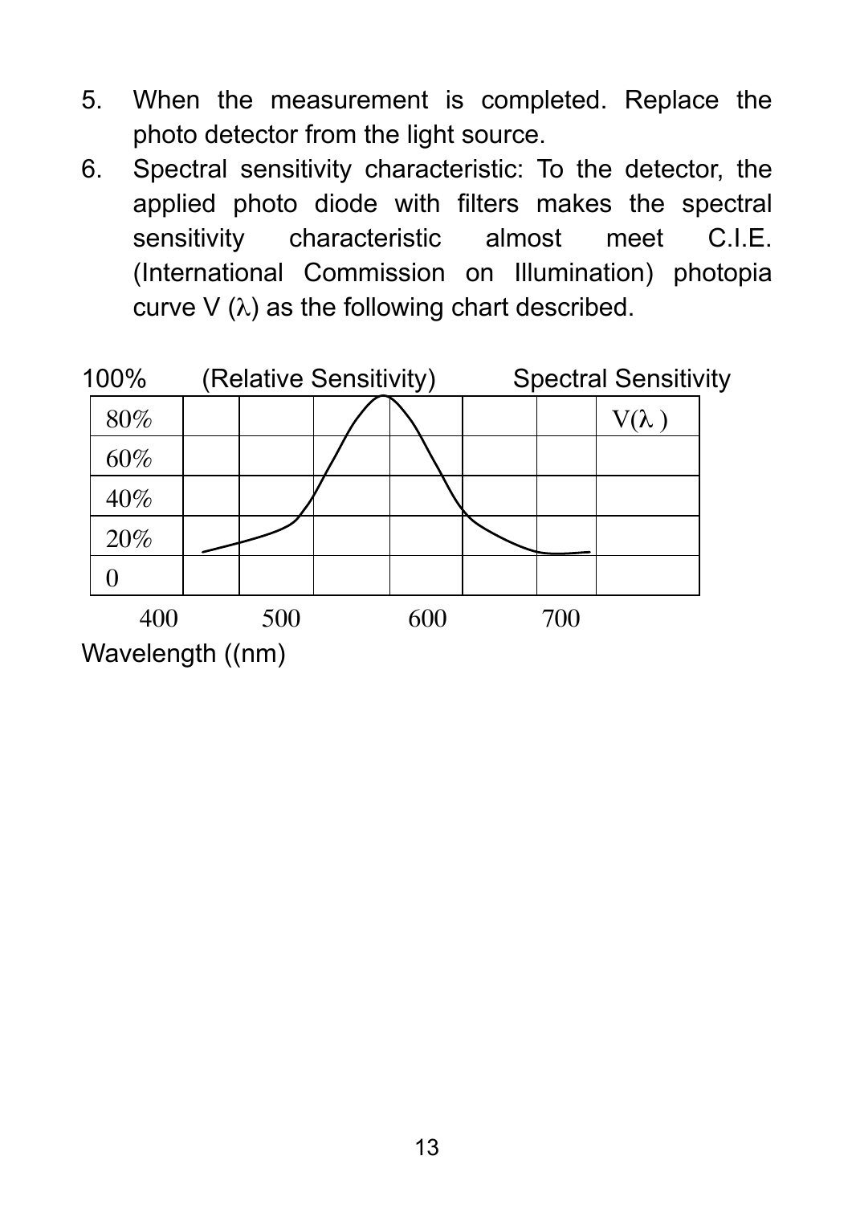5. When the measurement is completed. Replace the photo detector from the light source.
6. Spectral sensitivity characteristic: To the detector, the applied photo diode with filters makes the spectral sensitivity characteristic almost meet C.I.E. (International Commission on Illumination) photopia curve V (λ) as the following chart described.

100% (Relative Sensitivity) Spectral Sensitivity

80%

60%

40%

20%

0

V(λ )

400 500 600 700

Wavelength ((nm)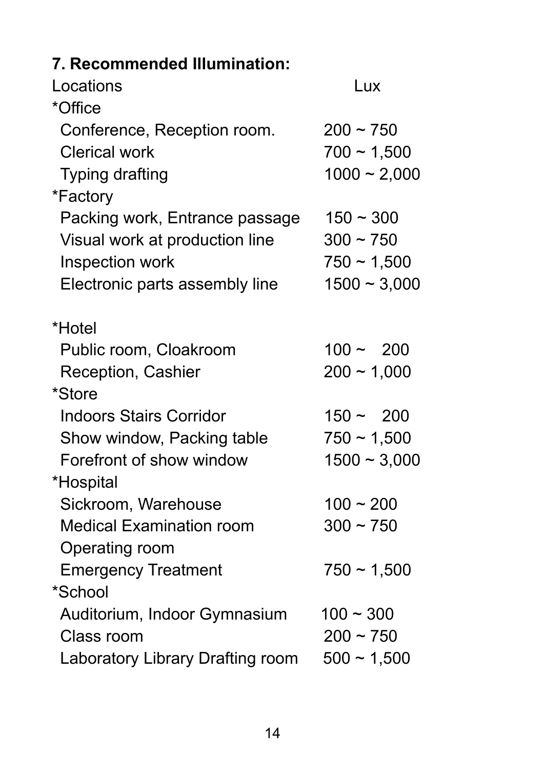### 7. Recommended Illumination:

| Locations | Lux |
|---|---|
| *Office | |
| Conference, Reception room. | 200 ~ 750 |
| Clerical work | 700 ~ 1,500 |
| Typing drafting | 1000 ~ 2,000 |
| *Factory | |
| Packing work, Entrance passage | 150 ~ 300 |
| Visual work at production line | 300 ~ 750 |
| Inspection work | 750 ~ 1,500 |
| Electronic parts assembly line | 1500 ~ 3,000 |
| *Hotel | |
| Public room, Cloakroom | 100 ~ 200 |
| Reception, Cashier | 200 ~ 1,000 |
| *Store | |
| Indoors Stairs Corridor | 150 ~ 200 |
| Show window, Packing table | 750 ~ 1,500 |
| Forefront of show window | 1500 ~ 3,000 |
| *Hospital | |
| Sickroom, Warehouse | 100 ~ 200 |
| Medical Examination room | 300 ~ 750 |
| Operating room | |
| Emergency Treatment | 750 ~ 1,500 |
| *School | |
| Auditorium, Indoor Gymnasium | 100 ~ 300 |
| Class room | 200 ~ 750 |
| Laboratory Library Drafting room | 500 ~ 1,500 |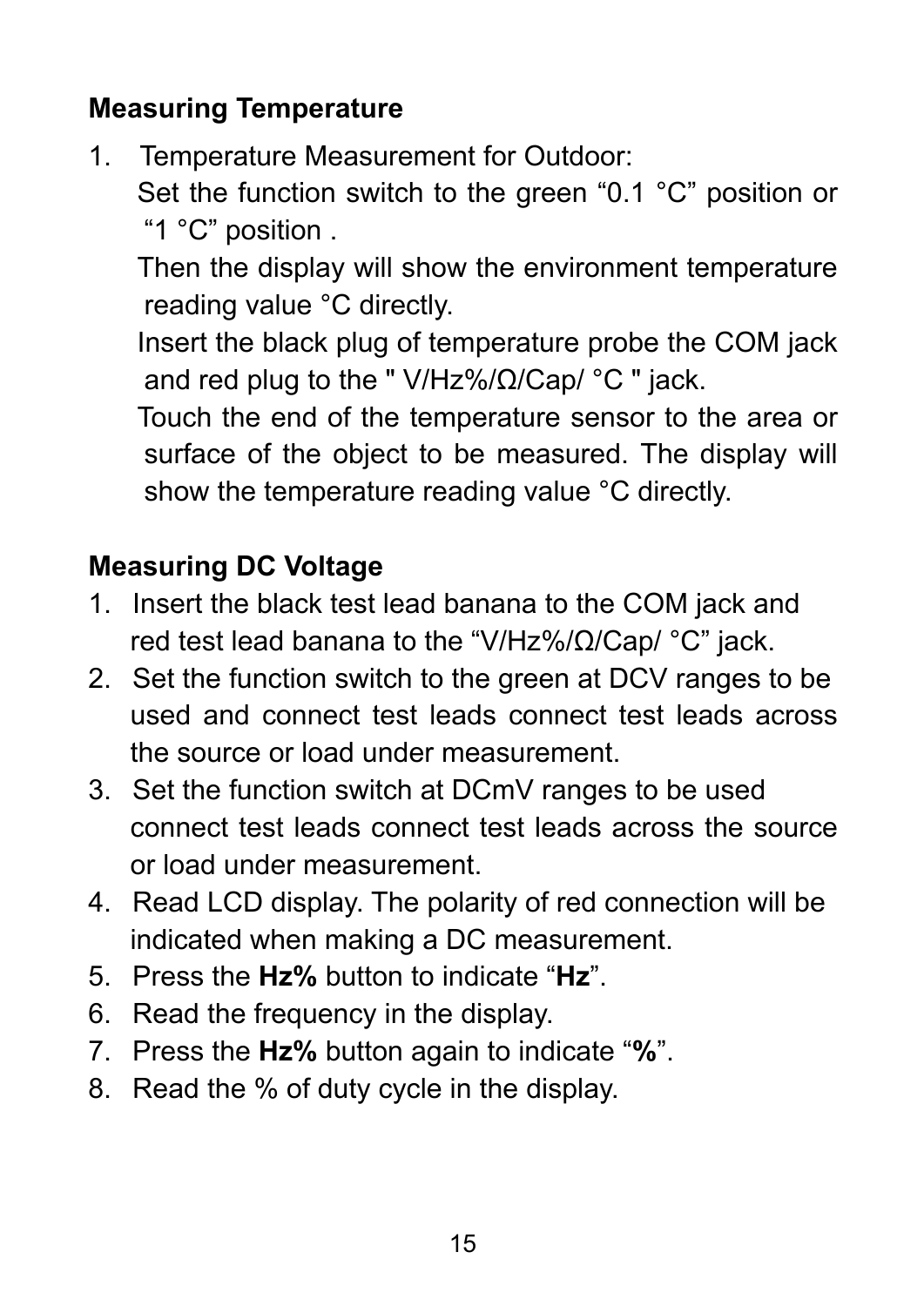## Measuring Temperature

1. Temperature Measurement for Outdoor:

   Set the function switch to the green “0.1 °C” position or “1 °C” position .

   Then the display will show the environment temperature reading value °C directly.

   Insert the black plug of temperature probe the COM jack and red plug to the " V/Hz%/Ω/Cap/ °C " jack.

   Touch the end of the temperature sensor to the area or surface of the object to be measured. The display will show the temperature reading value °C directly.

## Measuring DC Voltage

1. Insert the black test lead banana to the COM jack and red test lead banana to the “V/Hz%/Ω/Cap/ °C” jack.
2. Set the function switch to the green at DCV ranges to be used and connect test leads connect test leads across the source or load under measurement.
3. Set the function switch at DCmV ranges to be used connect test leads connect test leads across the source or load under measurement.
4. Read LCD display. The polarity of red connection will be indicated when making a DC measurement.
5. Press the **Hz%** button to indicate “**Hz**”.
6. Read the frequency in the display.
7. Press the **Hz%** button again to indicate “**%**”.
8. Read the % of duty cycle in the display.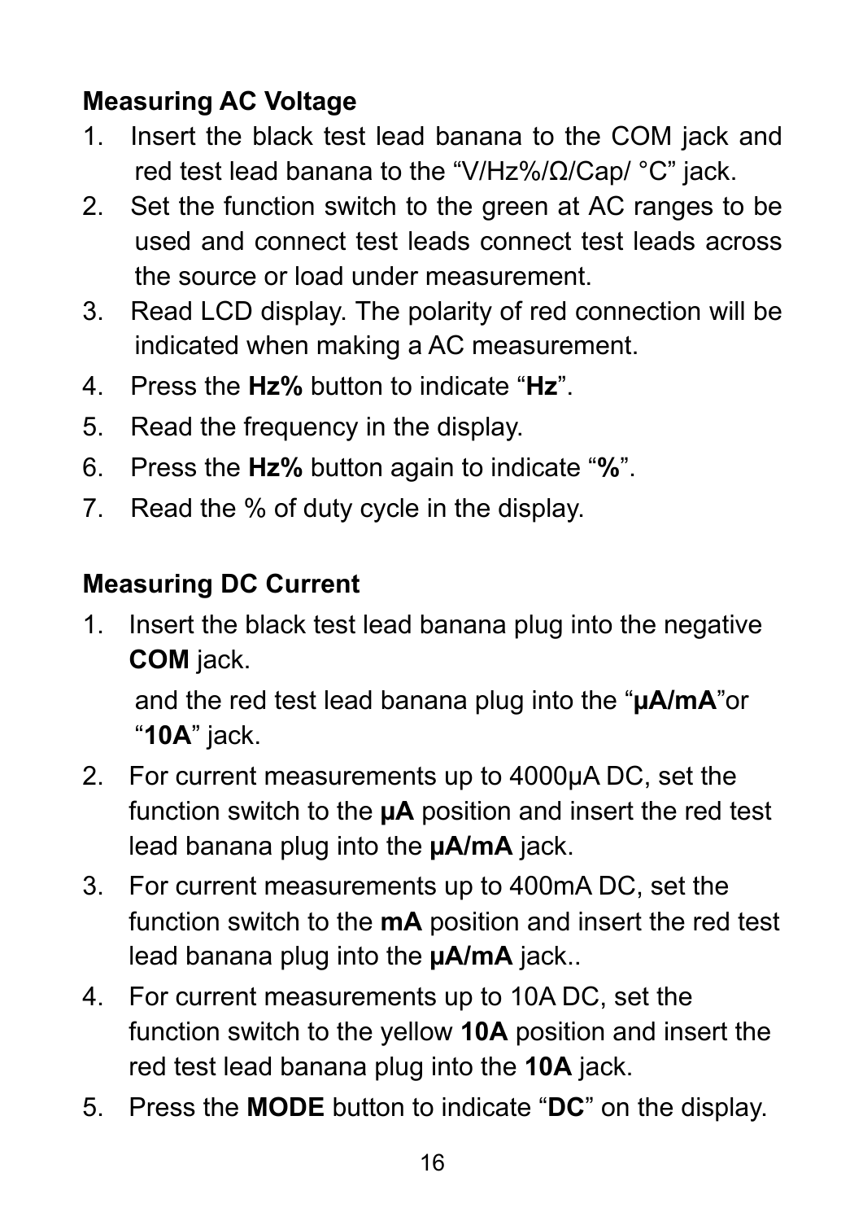**Measuring AC Voltage**

1. Insert the black test lead banana to the COM jack and red test lead banana to the "V/Hz%/Ω/Cap/ °C" jack.
2. Set the function switch to the green at AC ranges to be used and connect test leads connect test leads across the source or load under measurement.
3. Read LCD display. The polarity of red connection will be indicated when making a AC measurement.
4. Press the **Hz%** button to indicate "**Hz**".
5. Read the frequency in the display.
6. Press the **Hz%** button again to indicate "**%**".
7. Read the % of duty cycle in the display.

**Measuring DC Current**

1. Insert the black test lead banana plug into the negative **COM** jack.

   and the red test lead banana plug into the "**μA/mA**"or "**10A**" jack.
2. For current measurements up to 4000μA DC, set the function switch to the **μA** position and insert the red test lead banana plug into the **μA/mA** jack.
3. For current measurements up to 400mA DC, set the function switch to the **mA** position and insert the red test lead banana plug into the **μA/mA** jack..
4. For current measurements up to 10A DC, set the function switch to the yellow **10A** position and insert the red test lead banana plug into the **10A** jack.
5. Press the **MODE** button to indicate "**DC**" on the display.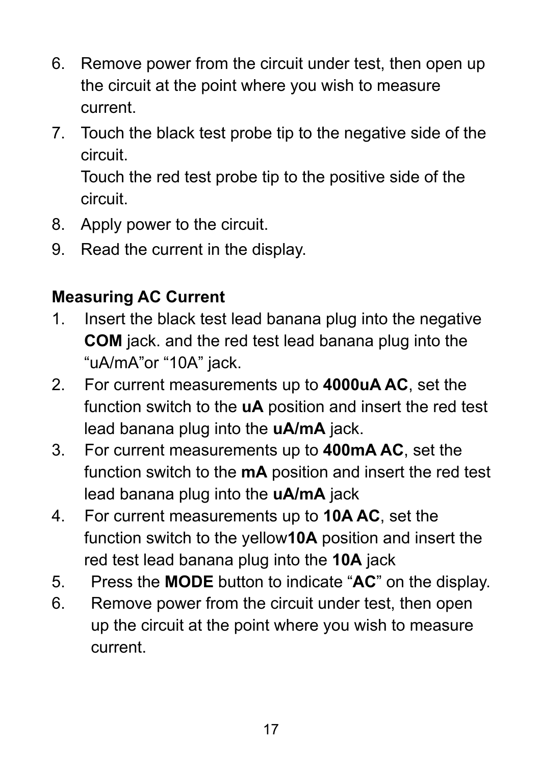6. Remove power from the circuit under test, then open up the circuit at the point where you wish to measure current.
7. Touch the black test probe tip to the negative side of the circuit.
   Touch the red test probe tip to the positive side of the circuit.
8. Apply power to the circuit.
9. Read the current in the display.

**Measuring AC Current**

1. Insert the black test lead banana plug into the negative **COM** jack. and the red test lead banana plug into the “uA/mA”or “10A” jack.
2. For current measurements up to **4000uA AC**, set the function switch to the **uA** position and insert the red test lead banana plug into the **uA/mA** jack.
3. For current measurements up to **400mA AC**, set the function switch to the **mA** position and insert the red test lead banana plug into the **uA/mA** jack
4. For current measurements up to **10A AC**, set the function switch to the yellow**10A** position and insert the red test lead banana plug into the **10A** jack
5. Press the **MODE** button to indicate “**AC**” on the display.
6. Remove power from the circuit under test, then open up the circuit at the point where you wish to measure current.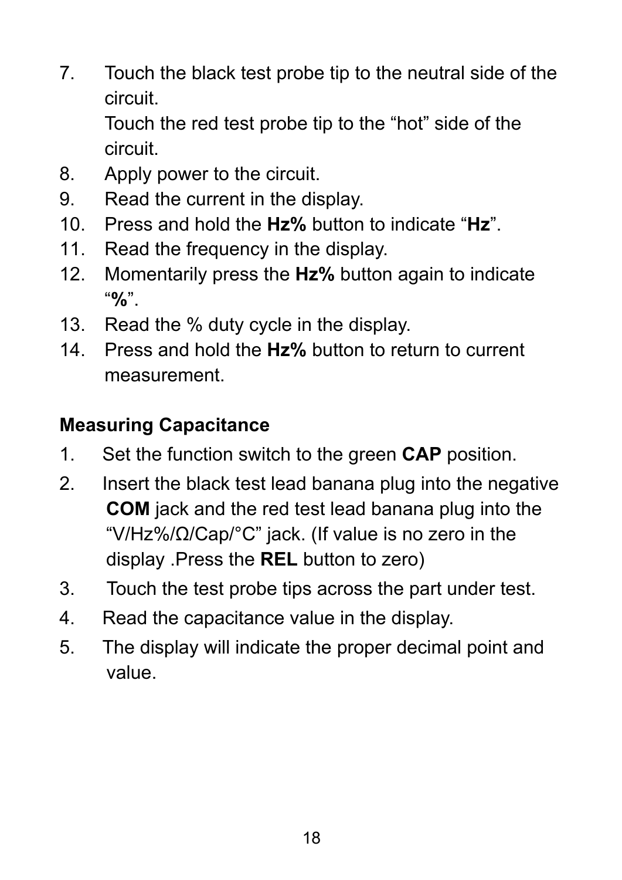7. Touch the black test probe tip to the neutral side of the circuit.
   Touch the red test probe tip to the “hot” side of the circuit.
8. Apply power to the circuit.
9. Read the current in the display.
10. Press and hold the **Hz%** button to indicate “**Hz**”.
11. Read the frequency in the display.
12. Momentarily press the **Hz%** button again to indicate “**%**”.
13. Read the % duty cycle in the display.
14. Press and hold the **Hz%** button to return to current measurement.

**Measuring Capacitance**

1. Set the function switch to the green **CAP** position.
2. Insert the black test lead banana plug into the negative **COM** jack and the red test lead banana plug into the “V/Hz%/Ω/Cap/°C” jack. (If value is no zero in the display .Press the **REL** button to zero)
3. Touch the test probe tips across the part under test.
4. Read the capacitance value in the display.
5. The display will indicate the proper decimal point and value.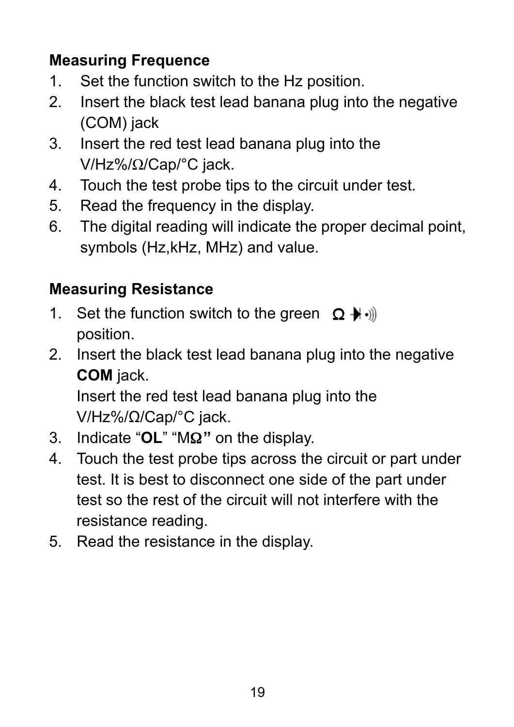**Measuring Frequence**

1. Set the function switch to the Hz position.
2. Insert the black test lead banana plug into the negative (COM) jack
3. Insert the red test lead banana plug into the V/Hz%/Ω/Cap/°C jack.
4. Touch the test probe tips to the circuit under test.
5. Read the frequency in the display.
6. The digital reading will indicate the proper decimal point, symbols (Hz,kHz, MHz) and value.

**Measuring Resistance**

1. Set the function switch to the green Ω ⊣◀⊢ •))) position.
2. Insert the black test lead banana plug into the negative **COM** jack.
   Insert the red test lead banana plug into the V/Hz%/Ω/Cap/°C jack.
3. Indicate "**OL**" "MΩ" on the display.
4. Touch the test probe tips across the circuit or part under test. It is best to disconnect one side of the part under test so the rest of the circuit will not interfere with the resistance reading.
5. Read the resistance in the display.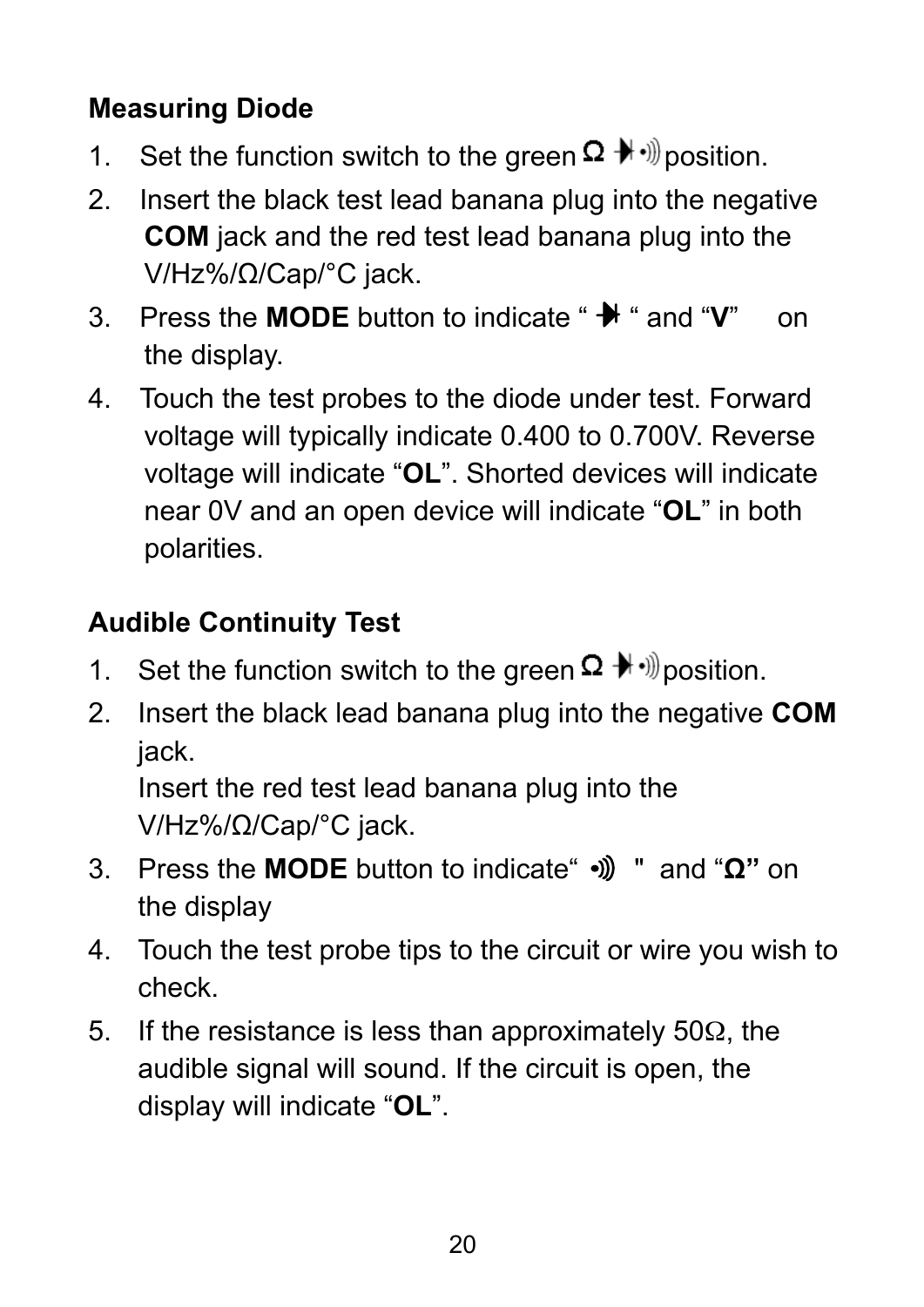## Measuring Diode

1. Set the function switch to the green Ω ⯈•))) position.
2. Insert the black test lead banana plug into the negative **COM** jack and the red test lead banana plug into the V/Hz%/Ω/Cap/°C jack.
3. Press the **MODE** button to indicate " ⯈ " and "**V**" on the display.
4. Touch the test probes to the diode under test. Forward voltage will typically indicate 0.400 to 0.700V. Reverse voltage will indicate "**OL**". Shorted devices will indicate near 0V and an open device will indicate "**OL**" in both polarities.

## Audible Continuity Test

1. Set the function switch to the green Ω ⯈•))) position.
2. Insert the black lead banana plug into the negative **COM** jack.
   Insert the red test lead banana plug into the V/Hz%/Ω/Cap/°C jack.
3. Press the **MODE** button to indicate" •))) " and "**Ω"** on the display
4. Touch the test probe tips to the circuit or wire you wish to check.
5. If the resistance is less than approximately 50Ω, the audible signal will sound. If the circuit is open, the display will indicate "**OL**".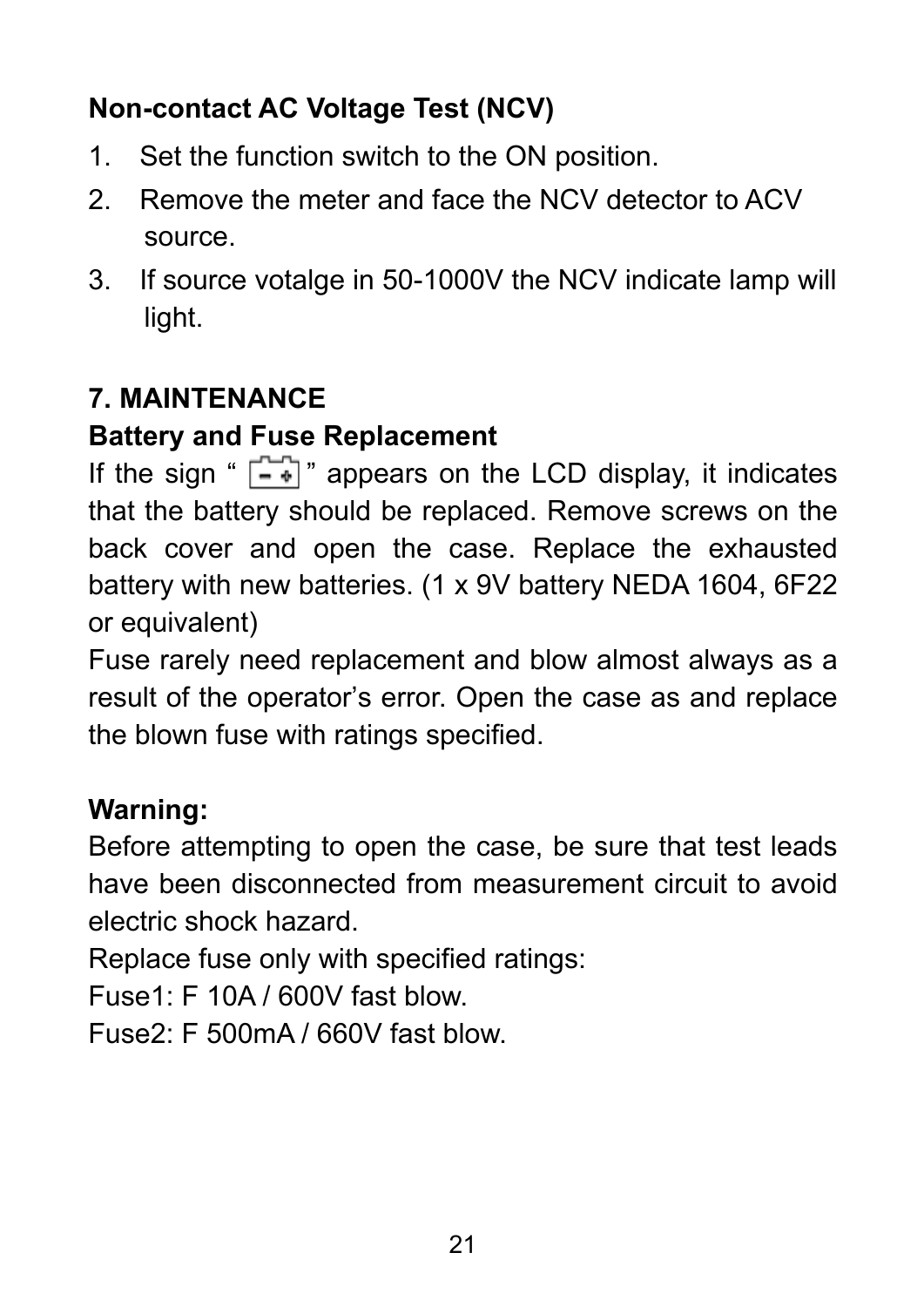**Non-contact AC Voltage Test (NCV)**

1. Set the function switch to the ON position.
2. Remove the meter and face the NCV detector to ACV source.
3. If source votalge in 50-1000V the NCV indicate lamp will light.

## 7. MAINTENANCE

**Battery and Fuse Replacement**

If the sign " [battery symbol] " appears on the LCD display, it indicates that the battery should be replaced. Remove screws on the back cover and open the case. Replace the exhausted battery with new batteries. (1 x 9V battery NEDA 1604, 6F22 or equivalent)

Fuse rarely need replacement and blow almost always as a result of the operator's error. Open the case as and replace the blown fuse with ratings specified.

**Warning:**

Before attempting to open the case, be sure that test leads have been disconnected from measurement circuit to avoid electric shock hazard.

Replace fuse only with specified ratings:

Fuse1: F 10A / 600V fast blow.

Fuse2: F 500mA / 660V fast blow.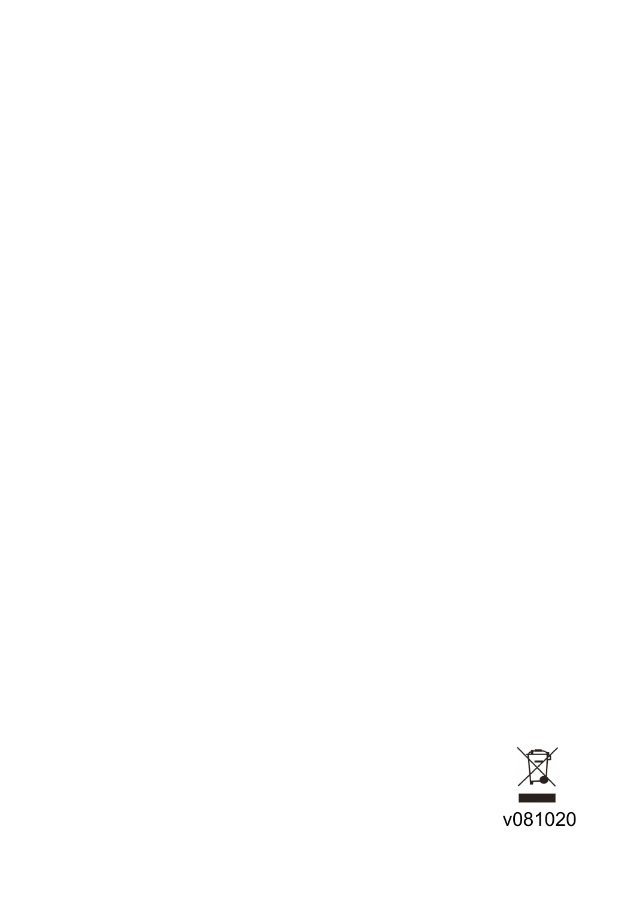v081020